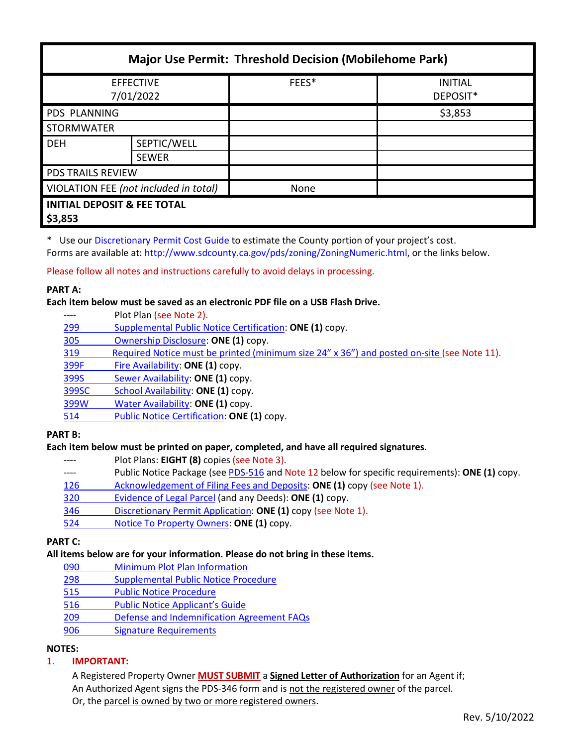| Major Use Permit: Threshold Decision (Mobilehome Park) | | | |
|---|---|---|---|
| EFFECTIVE 7/01/2022 | | FEES* | INITIAL DEPOSIT* |
| PDS PLANNING | | | $3,853 |
| STORMWATER | | | |
| DEH | SEPTIC/WELL | | |
| | SEWER | | |
| PDS TRAILS REVIEW | | | |
| VIOLATION FEE *(not included in total)* | | None | |
| **INITIAL DEPOSIT & FEE TOTAL $3,853** | | | |

\* Use our Discretionary Permit Cost Guide to estimate the County portion of your project's cost.
Forms are available at: http://www.sdcounty.ca.gov/pds/zoning/ZoningNumeric.html, or the links below.

Please follow all notes and instructions carefully to avoid delays in processing.

**PART A:**
**Each item below must be saved as an electronic PDF file on a USB Flash Drive.**

- ---- Plot Plan (see Note 2).
- 299 Supplemental Public Notice Certification: **ONE (1)** copy.
- 305 Ownership Disclosure: **ONE (1)** copy.
- 319 Required Notice must be printed (minimum size 24" x 36") and posted on-site (see Note 11).
- 399F Fire Availability: **ONE (1)** copy.
- 399S Sewer Availability: **ONE (1)** copy.
- 399SC School Availability: **ONE (1)** copy.
- 399W Water Availability: **ONE (1)** copy.
- 514 Public Notice Certification: **ONE (1)** copy.

**PART B:**
**Each item below must be printed on paper, completed, and have all required signatures.**

- ---- Plot Plans: **EIGHT (8)** copies (see Note 3).
- ---- Public Notice Package (see PDS-516 and Note 12 below for specific requirements): **ONE (1)** copy.
- 126 Acknowledgement of Filing Fees and Deposits: **ONE (1)** copy (see Note 1).
- 320 Evidence of Legal Parcel (and any Deeds): **ONE (1)** copy.
- 346 Discretionary Permit Application: **ONE (1)** copy (see Note 1).
- 524 Notice To Property Owners: **ONE (1)** copy.

**PART C:**
**All items below are for your information. Please do not bring in these items.**

- 090 Minimum Plot Plan Information
- 298 Supplemental Public Notice Procedure
- 515 Public Notice Procedure
- 516 Public Notice Applicant's Guide
- 209 Defense and Indemnification Agreement FAQs
- 906 Signature Requirements

**NOTES:**

1. **IMPORTANT:**

   A Registered Property Owner **MUST SUBMIT** a **Signed Letter of Authorization** for an Agent if;
   An Authorized Agent signs the PDS-346 form and is not the registered owner of the parcel.
   Or, the parcel is owned by two or more registered owners.

Rev. 5/10/2022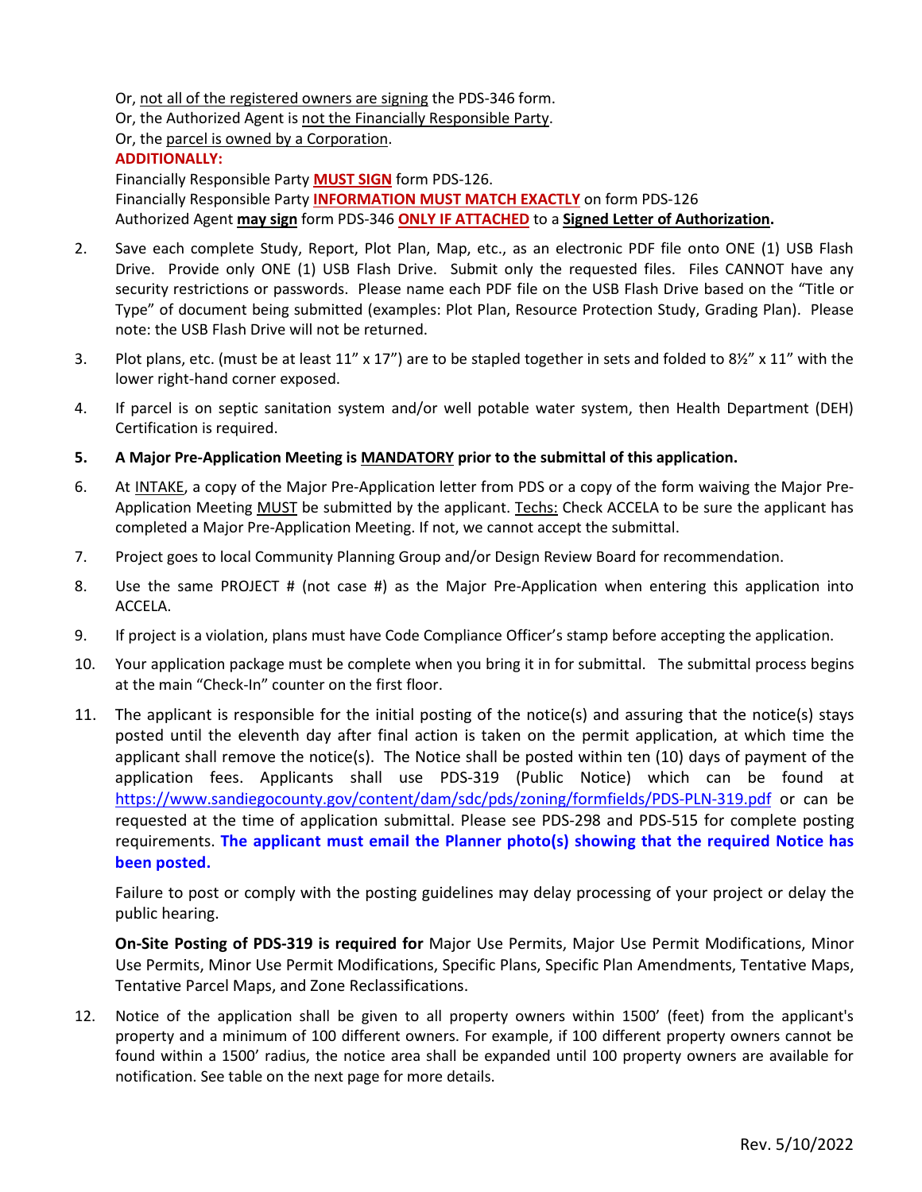Or, not all of the registered owners are signing the PDS-346 form.
Or, the Authorized Agent is not the Financially Responsible Party.
Or, the parcel is owned by a Corporation.
**ADDITIONALLY:**
Financially Responsible Party **MUST SIGN** form PDS-126.
Financially Responsible Party **INFORMATION MUST MATCH EXACTLY** on form PDS-126
Authorized Agent **may sign** form PDS-346 **ONLY IF ATTACHED** to a **Signed Letter of Authorization.**

2. Save each complete Study, Report, Plot Plan, Map, etc., as an electronic PDF file onto ONE (1) USB Flash Drive. Provide only ONE (1) USB Flash Drive. Submit only the requested files. Files CANNOT have any security restrictions or passwords. Please name each PDF file on the USB Flash Drive based on the "Title or Type" of document being submitted (examples: Plot Plan, Resource Protection Study, Grading Plan). Please note: the USB Flash Drive will not be returned.

3. Plot plans, etc. (must be at least 11" x 17") are to be stapled together in sets and folded to 8½" x 11" with the lower right-hand corner exposed.

4. If parcel is on septic sanitation system and/or well potable water system, then Health Department (DEH) Certification is required.

5. **A Major Pre-Application Meeting is MANDATORY prior to the submittal of this application.**

6. At INTAKE, a copy of the Major Pre-Application letter from PDS or a copy of the form waiving the Major Pre-Application Meeting MUST be submitted by the applicant. Techs: Check ACCELA to be sure the applicant has completed a Major Pre-Application Meeting. If not, we cannot accept the submittal.

7. Project goes to local Community Planning Group and/or Design Review Board for recommendation.

8. Use the same PROJECT # (not case #) as the Major Pre-Application when entering this application into ACCELA.

9. If project is a violation, plans must have Code Compliance Officer's stamp before accepting the application.

10. Your application package must be complete when you bring it in for submittal. The submittal process begins at the main "Check-In" counter on the first floor.

11. The applicant is responsible for the initial posting of the notice(s) and assuring that the notice(s) stays posted until the eleventh day after final action is taken on the permit application, at which time the applicant shall remove the notice(s). The Notice shall be posted within ten (10) days of payment of the application fees. Applicants shall use PDS-319 (Public Notice) which can be found at https://www.sandiegocounty.gov/content/dam/sdc/pds/zoning/formfields/PDS-PLN-319.pdf or can be requested at the time of application submittal. Please see PDS-298 and PDS-515 for complete posting requirements. **The applicant must email the Planner photo(s) showing that the required Notice has been posted.**

    Failure to post or comply with the posting guidelines may delay processing of your project or delay the public hearing.

    **On-Site Posting of PDS-319 is required for** Major Use Permits, Major Use Permit Modifications, Minor Use Permits, Minor Use Permit Modifications, Specific Plans, Specific Plan Amendments, Tentative Maps, Tentative Parcel Maps, and Zone Reclassifications.

12. Notice of the application shall be given to all property owners within 1500' (feet) from the applicant's property and a minimum of 100 different owners. For example, if 100 different property owners cannot be found within a 1500' radius, the notice area shall be expanded until 100 property owners are available for notification. See table on the next page for more details.

Rev. 5/10/2022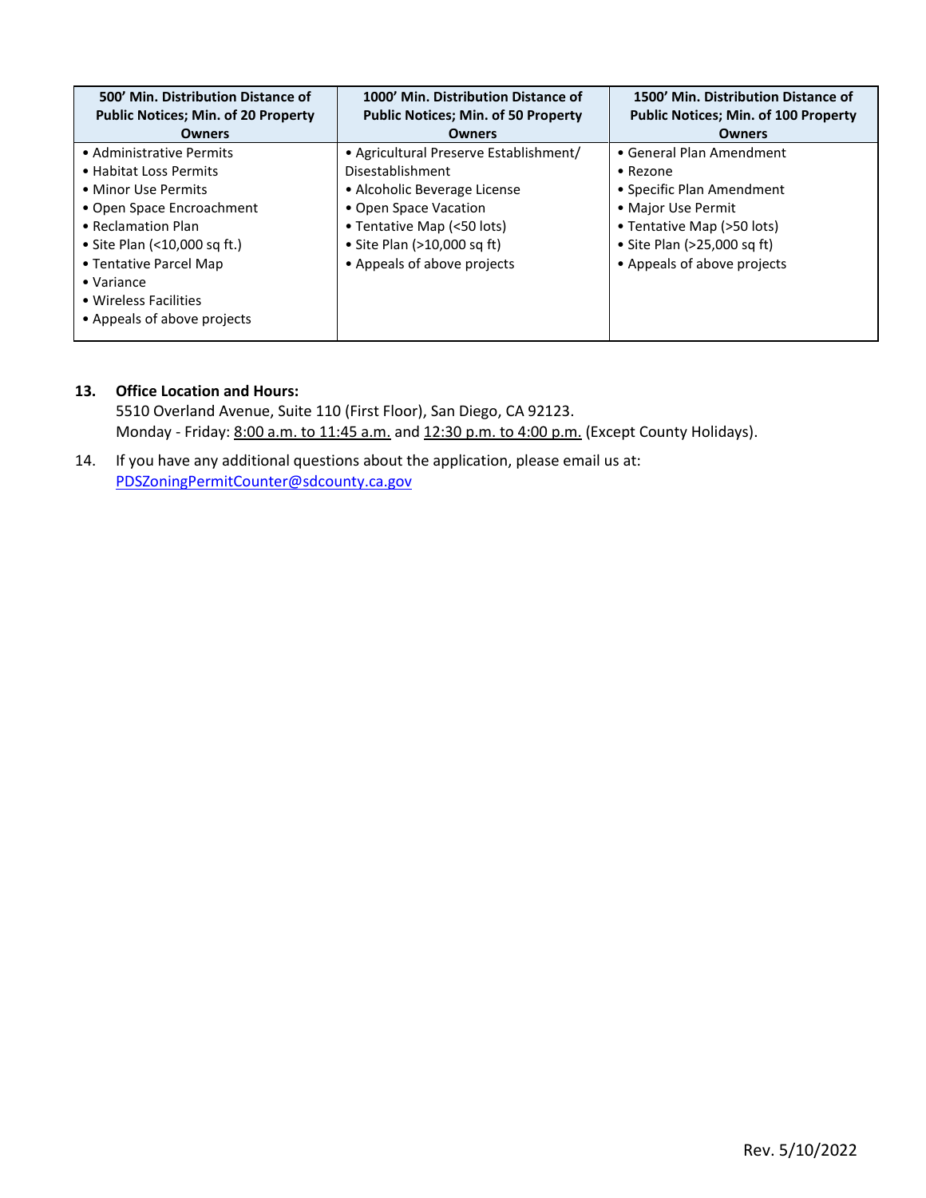| 500’ Min. Distribution Distance of Public Notices; Min. of 20 Property Owners | 1000’ Min. Distribution Distance of Public Notices; Min. of 50 Property Owners | 1500’ Min. Distribution Distance of Public Notices; Min. of 100 Property Owners |
|---|---|---|
| • Administrative Permits<br>• Habitat Loss Permits<br>• Minor Use Permits<br>• Open Space Encroachment<br>• Reclamation Plan<br>• Site Plan (<10,000 sq ft.)<br>• Tentative Parcel Map<br>• Variance<br>• Wireless Facilities<br>• Appeals of above projects | • Agricultural Preserve Establishment/ Disestablishment<br>• Alcoholic Beverage License<br>• Open Space Vacation<br>• Tentative Map (<50 lots)<br>• Site Plan (>10,000 sq ft)<br>• Appeals of above projects | • General Plan Amendment<br>• Rezone<br>• Specific Plan Amendment<br>• Major Use Permit<br>• Tentative Map (>50 lots)<br>• Site Plan (>25,000 sq ft)<br>• Appeals of above projects |

13. **Office Location and Hours:**
    5510 Overland Avenue, Suite 110 (First Floor), San Diego, CA 92123.
    Monday - Friday: 8:00 a.m. to 11:45 a.m. and 12:30 p.m. to 4:00 p.m. (Except County Holidays).

14. If you have any additional questions about the application, please email us at: PDSZoningPermitCounter@sdcounty.ca.gov

Rev. 5/10/2022